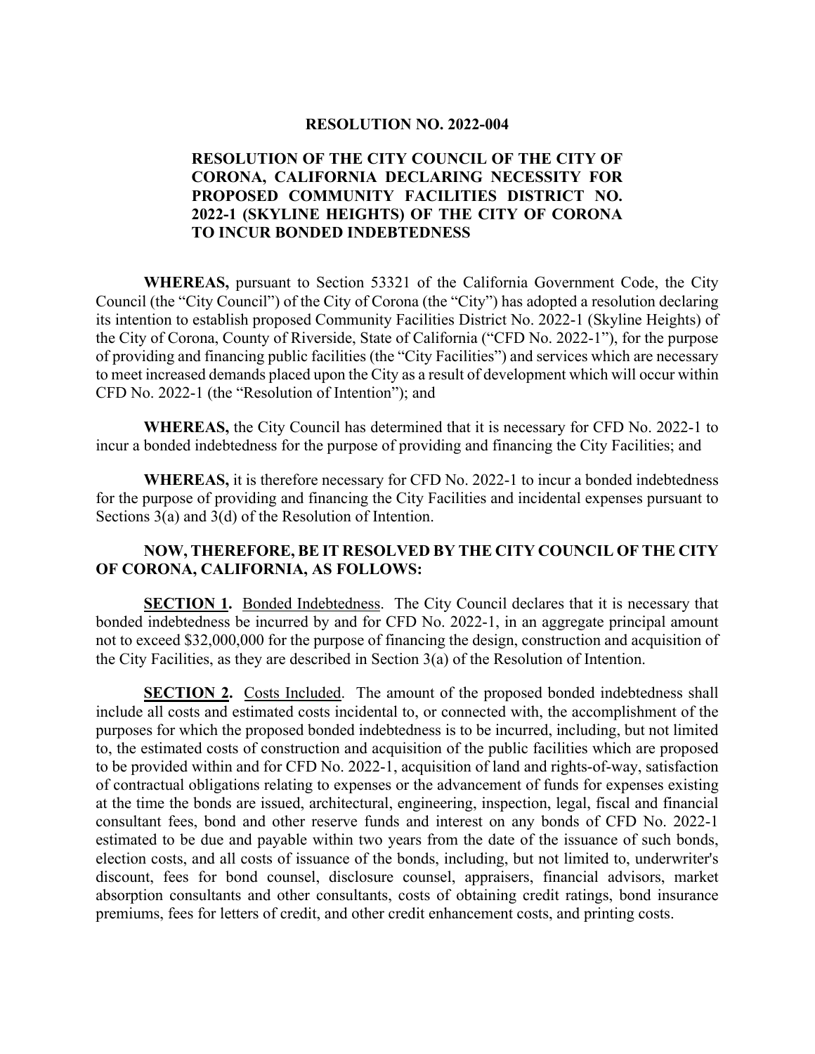# RESOLUTION NO. 2022-004

## RESOLUTION OF THE CITY COUNCIL OF THE CITY OF CORONA, CALIFORNIA DECLARING NECESSITY FOR PROPOSED COMMUNITY FACILITIES DISTRICT NO. 2022-1 (SKYLINE HEIGHTS) OF THE CITY OF CORONA TO INCUR BONDED INDEBTEDNESS

**WHEREAS,** pursuant to Section 53321 of the California Government Code, the City Council (the "City Council") of the City of Corona (the "City") has adopted a resolution declaring its intention to establish proposed Community Facilities District No. 2022-1 (Skyline Heights) of the City of Corona, County of Riverside, State of California ("CFD No. 2022-1"), for the purpose of providing and financing public facilities (the "City Facilities") and services which are necessary to meet increased demands placed upon the City as a result of development which will occur within CFD No. 2022-1 (the "Resolution of Intention"); and

**WHEREAS,** the City Council has determined that it is necessary for CFD No. 2022-1 to incur a bonded indebtedness for the purpose of providing and financing the City Facilities; and

**WHEREAS,** it is therefore necessary for CFD No. 2022-1 to incur a bonded indebtedness for the purpose of providing and financing the City Facilities and incidental expenses pursuant to Sections 3(a) and 3(d) of the Resolution of Intention.

**NOW, THEREFORE, BE IT RESOLVED BY THE CITY COUNCIL OF THE CITY OF CORONA, CALIFORNIA, AS FOLLOWS:**

**SECTION 1.** Bonded Indebtedness. The City Council declares that it is necessary that bonded indebtedness be incurred by and for CFD No. 2022-1, in an aggregate principal amount not to exceed $32,000,000 for the purpose of financing the design, construction and acquisition of the City Facilities, as they are described in Section 3(a) of the Resolution of Intention.

**SECTION 2.** Costs Included. The amount of the proposed bonded indebtedness shall include all costs and estimated costs incidental to, or connected with, the accomplishment of the purposes for which the proposed bonded indebtedness is to be incurred, including, but not limited to, the estimated costs of construction and acquisition of the public facilities which are proposed to be provided within and for CFD No. 2022-1, acquisition of land and rights-of-way, satisfaction of contractual obligations relating to expenses or the advancement of funds for expenses existing at the time the bonds are issued, architectural, engineering, inspection, legal, fiscal and financial consultant fees, bond and other reserve funds and interest on any bonds of CFD No. 2022-1 estimated to be due and payable within two years from the date of the issuance of such bonds, election costs, and all costs of issuance of the bonds, including, but not limited to, underwriter's discount, fees for bond counsel, disclosure counsel, appraisers, financial advisors, market absorption consultants and other consultants, costs of obtaining credit ratings, bond insurance premiums, fees for letters of credit, and other credit enhancement costs, and printing costs.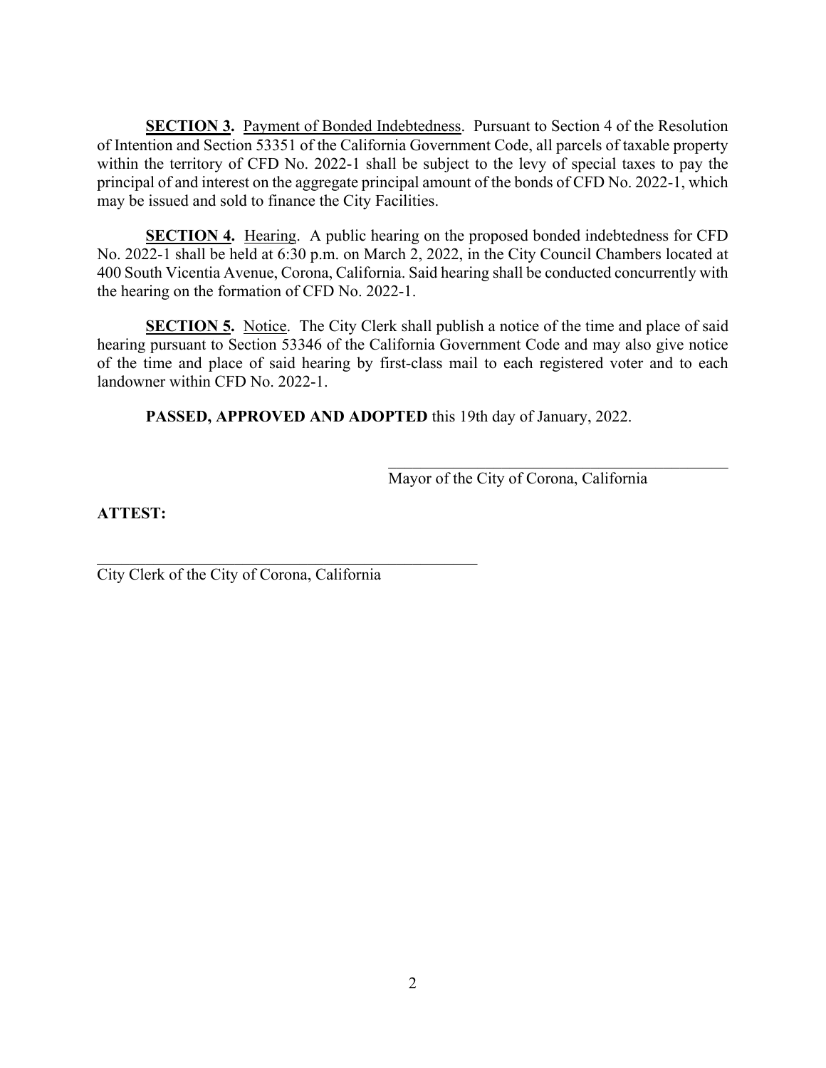**SECTION 3.** Payment of Bonded Indebtedness. Pursuant to Section 4 of the Resolution of Intention and Section 53351 of the California Government Code, all parcels of taxable property within the territory of CFD No. 2022-1 shall be subject to the levy of special taxes to pay the principal of and interest on the aggregate principal amount of the bonds of CFD No. 2022-1, which may be issued and sold to finance the City Facilities.

**SECTION 4.** Hearing. A public hearing on the proposed bonded indebtedness for CFD No. 2022-1 shall be held at 6:30 p.m. on March 2, 2022, in the City Council Chambers located at 400 South Vicentia Avenue, Corona, California. Said hearing shall be conducted concurrently with the hearing on the formation of CFD No. 2022-1.

**SECTION 5.** Notice. The City Clerk shall publish a notice of the time and place of said hearing pursuant to Section 53346 of the California Government Code and may also give notice of the time and place of said hearing by first-class mail to each registered voter and to each landowner within CFD No. 2022-1.

**PASSED, APPROVED AND ADOPTED** this 19th day of January, 2022.

______________________________________
Mayor of the City of Corona, California

**ATTEST:**

______________________________________
City Clerk of the City of Corona, California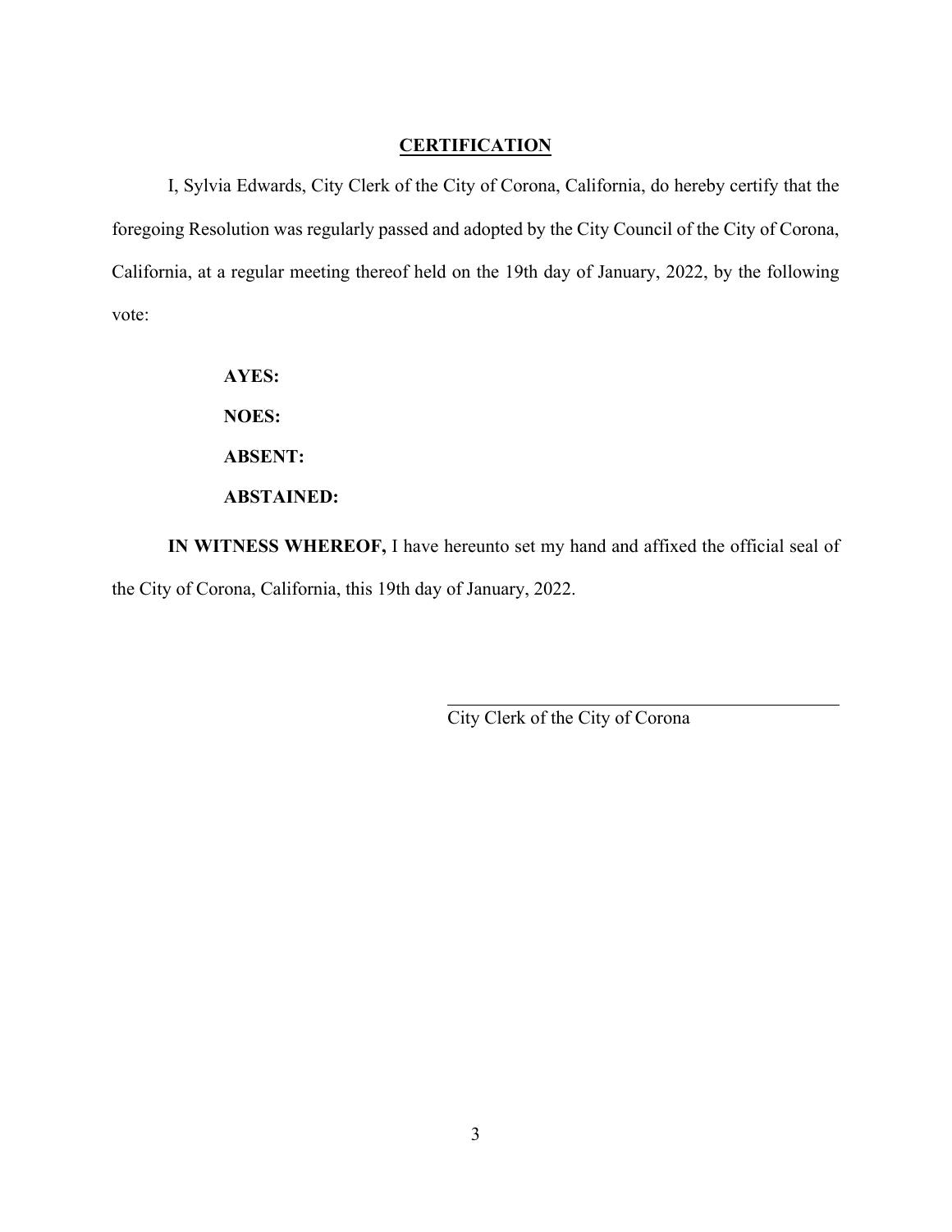## CERTIFICATION

I, Sylvia Edwards, City Clerk of the City of Corona, California, do hereby certify that the foregoing Resolution was regularly passed and adopted by the City Council of the City of Corona, California, at a regular meeting thereof held on the 19th day of January, 2022, by the following vote:

**AYES:**

**NOES:**

**ABSENT:**

**ABSTAINED:**

**IN WITNESS WHEREOF,** I have hereunto set my hand and affixed the official seal of the City of Corona, California, this 19th day of January, 2022.

\_\_\_\_\_\_\_\_\_\_\_\_\_\_\_\_\_\_\_\_\_\_\_\_\_\_\_\_\_\_\_\_\_\_\_\_\_\_\_\_

City Clerk of the City of Corona